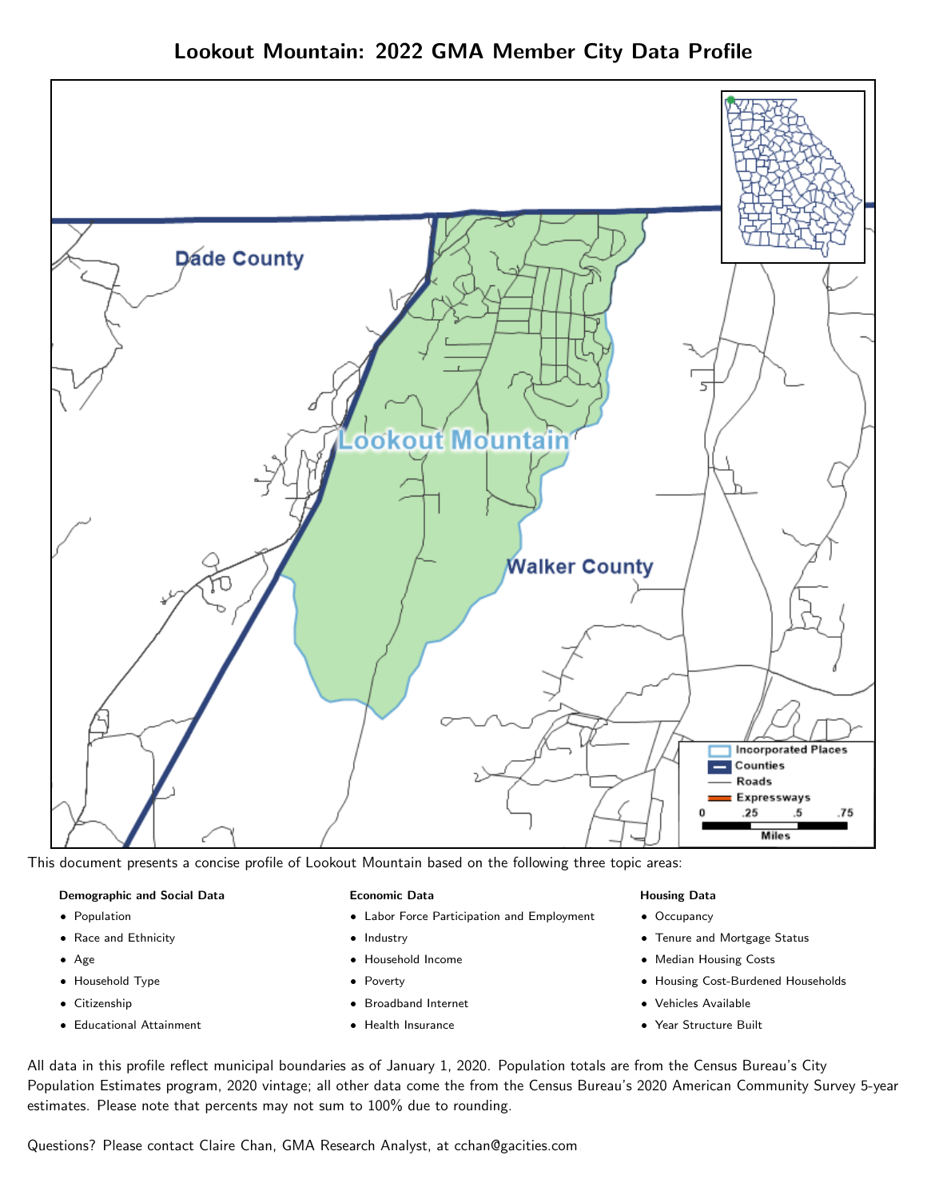# Lookout Mountain: 2022 GMA Member City Data Profile

This document presents a concise profile of Lookout Mountain based on the following three topic areas:

**Demographic and Social Data**

- Population
- Race and Ethnicity
- Age
- Household Type
- Citizenship
- Educational Attainment

**Economic Data**

- Labor Force Participation and Employment
- Industry
- Household Income
- Poverty
- Broadband Internet
- Health Insurance

**Housing Data**

- Occupancy
- Tenure and Mortgage Status
- Median Housing Costs
- Housing Cost-Burdened Households
- Vehicles Available
- Year Structure Built

All data in this profile reflect municipal boundaries as of January 1, 2020. Population totals are from the Census Bureau's City Population Estimates program, 2020 vintage; all other data come the from the Census Bureau's 2020 American Community Survey 5-year estimates. Please note that percents may not sum to 100% due to rounding.

Questions? Please contact Claire Chan, GMA Research Analyst, at cchan@gacities.com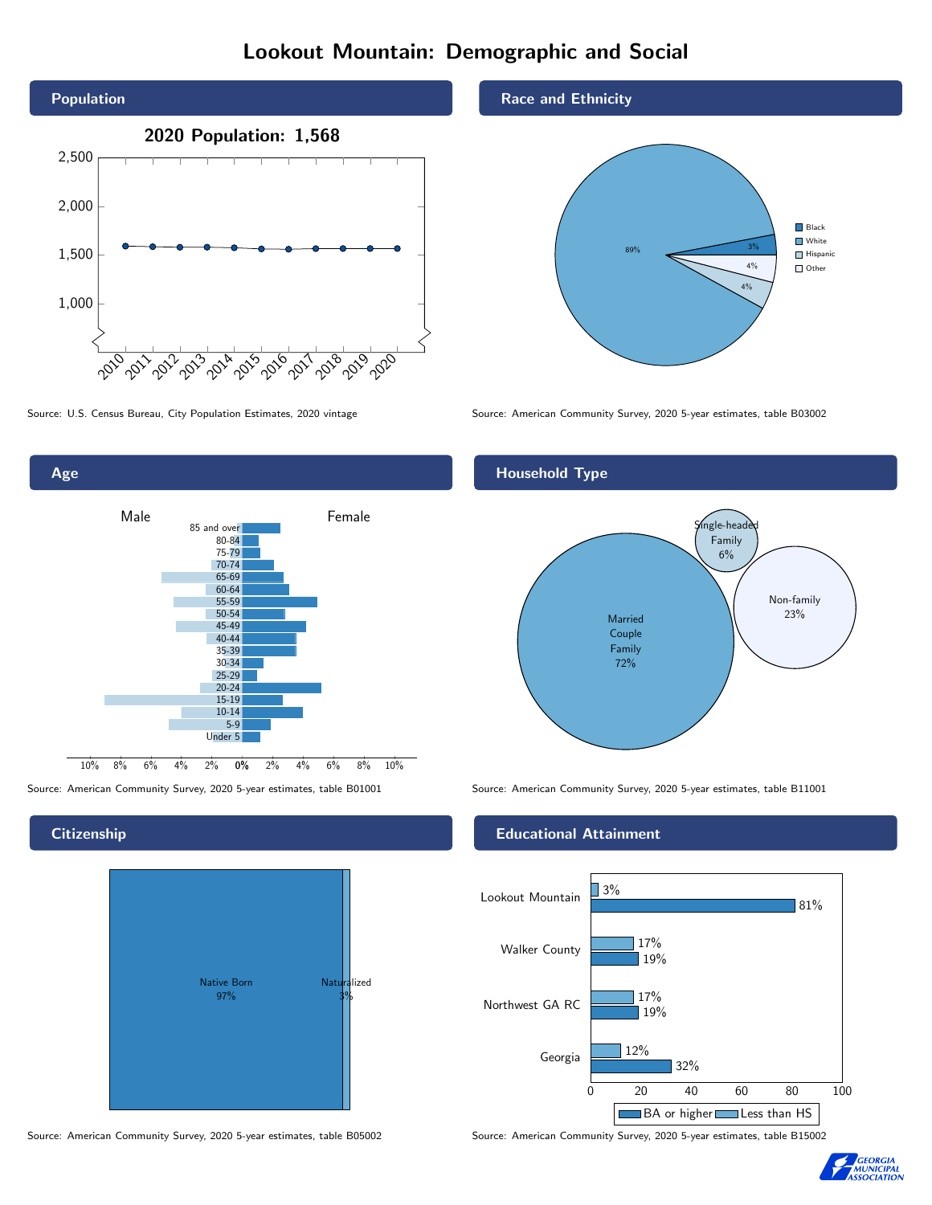# Lookout Mountain: Demographic and Social

## Population

**2020 Population: 1,568**

Source: U.S. Census Bureau, City Population Estimates, 2020 vintage

## Race and Ethnicity

| Group | Percent |
| --- | --- |
| Black | 3% |
| White | 89% |
| Hispanic | 4% |
| Other | 4% |

Source: American Community Survey, 2020 5-year estimates, table B03002

## Age

Source: American Community Survey, 2020 5-year estimates, table B01001

## Household Type

| Household Type | Percent |
| --- | --- |
| Married Couple Family | 72% |
| Single-headed Family | 6% |
| Non-family | 23% |

Source: American Community Survey, 2020 5-year estimates, table B11001

## Citizenship

| Status | Percent |
| --- | --- |
| Native Born | 97% |
| Naturalized | 3% |

Source: American Community Survey, 2020 5-year estimates, table B05002

## Educational Attainment

| Area | Less than HS | BA or higher |
| --- | --- | --- |
| Lookout Mountain | 3% | 81% |
| Walker County | 17% | 19% |
| Northwest GA RC | 17% | 19% |
| Georgia | 12% | 32% |

Source: American Community Survey, 2020 5-year estimates, table B15002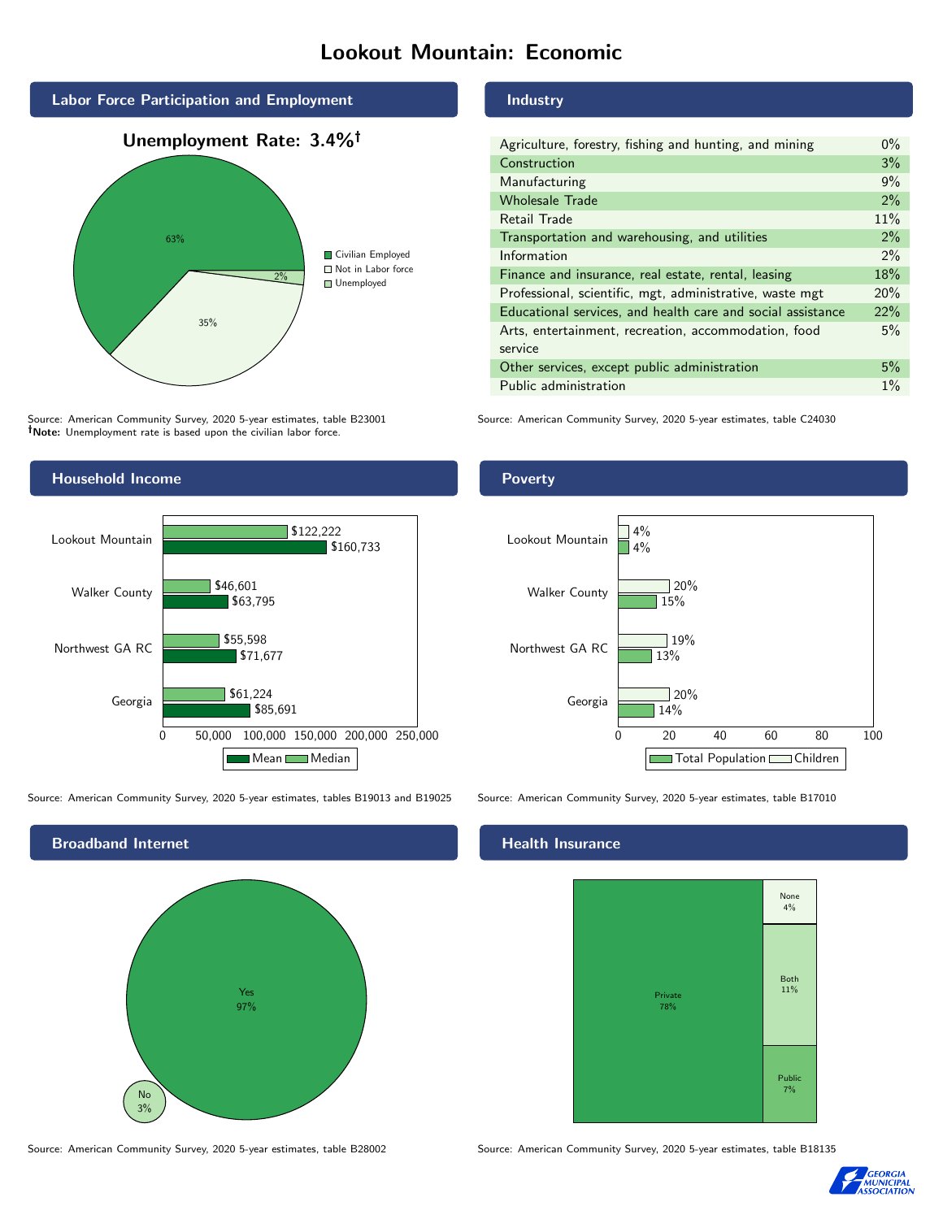# Lookout Mountain: Economic

## Labor Force Participation and Employment

**Unemployment Rate: 3.4%†**

| Category | Percent |
|---|---|
| Civilian Employed | 63% |
| Not in Labor force | 35% |
| Unemployed | 2% |

Source: American Community Survey, 2020 5-year estimates, table B23001
**†Note:** Unemployment rate is based upon the civilian labor force.

## Industry

| Industry | Percent |
|---|---|
| Agriculture, forestry, fishing and hunting, and mining | 0% |
| Construction | 3% |
| Manufacturing | 9% |
| Wholesale Trade | 2% |
| Retail Trade | 11% |
| Transportation and warehousing, and utilities | 2% |
| Information | 2% |
| Finance and insurance, real estate, rental, leasing | 18% |
| Professional, scientific, mgt, administrative, waste mgt | 20% |
| Educational services, and health care and social assistance | 22% |
| Arts, entertainment, recreation, accommodation, food service | 5% |
| Other services, except public administration | 5% |
| Public administration | 1% |

Source: American Community Survey, 2020 5-year estimates, table C24030

## Household Income

| Area | Median | Mean |
|---|---|---|
| Lookout Mountain | $122,222 | $160,733 |
| Walker County | $46,601 | $63,795 |
| Northwest GA RC | $55,598 | $71,677 |
| Georgia | $61,224 | $85,691 |

Source: American Community Survey, 2020 5-year estimates, tables B19013 and B19025

## Poverty

| Area | Children | Total Population |
|---|---|---|
| Lookout Mountain | 4% | 4% |
| Walker County | 20% | 15% |
| Northwest GA RC | 19% | 13% |
| Georgia | 20% | 14% |

Source: American Community Survey, 2020 5-year estimates, table B17010

## Broadband Internet

| Response | Percent |
|---|---|
| Yes | 97% |
| No | 3% |

Source: American Community Survey, 2020 5-year estimates, table B28002

## Health Insurance

| Type | Percent |
|---|---|
| Private | 78% |
| None | 4% |
| Both | 11% |
| Public | 7% |

Source: American Community Survey, 2020 5-year estimates, table B18135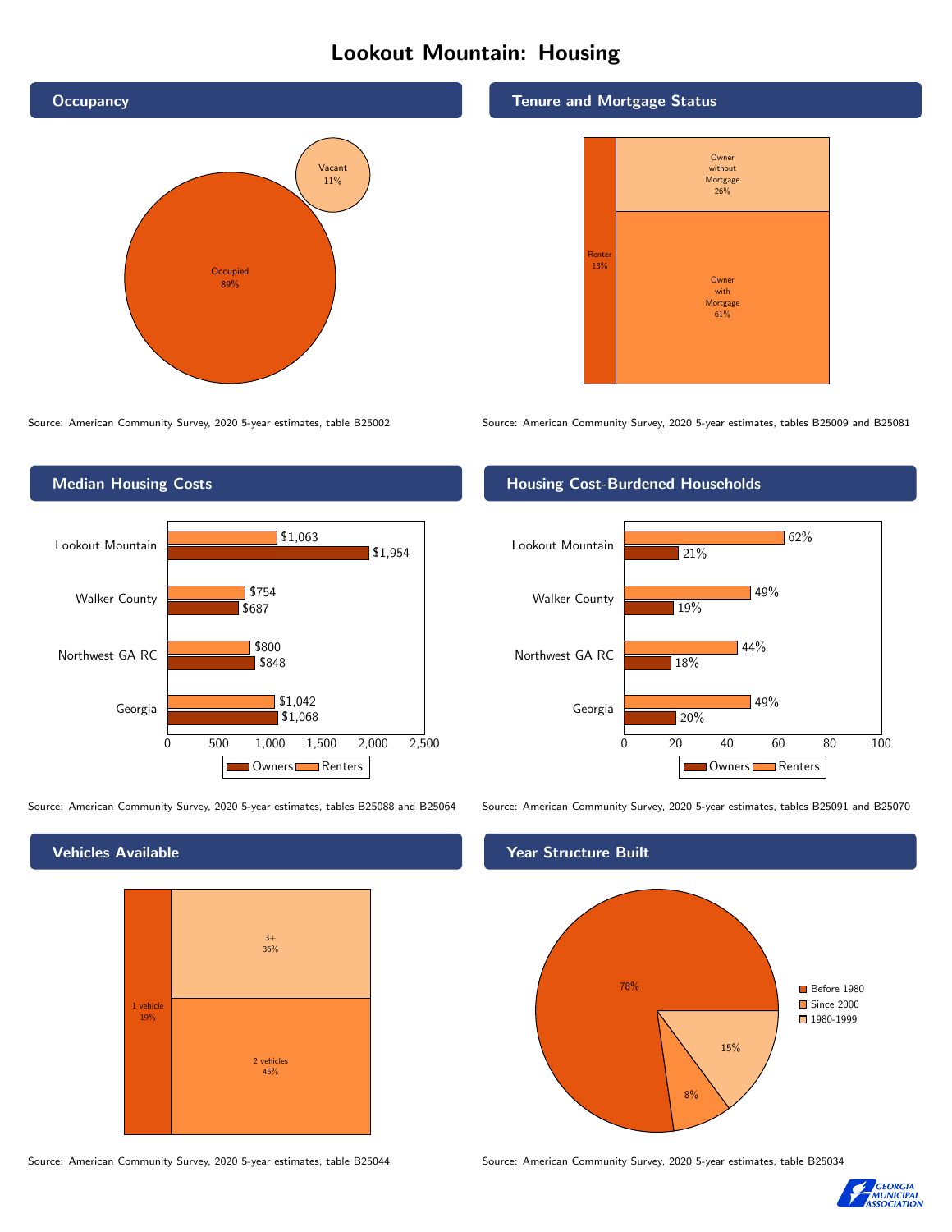# Lookout Mountain: Housing

## Occupancy

Vacant
11%

Occupied
89%

Source: American Community Survey, 2020 5-year estimates, table B25002

## Tenure and Mortgage Status

Owner without Mortgage
26%

Renter
13%

Owner with Mortgage
61%

Source: American Community Survey, 2020 5-year estimates, tables B25009 and B25081

## Median Housing Costs

Lookout Mountain
$1,063
$1,954

Walker County
$754
$687

Northwest GA RC
$800
$848

Georgia
$1,042
$1,068

0 500 1,000 1,500 2,000 2,500

Owners Renters

Source: American Community Survey, 2020 5-year estimates, tables B25088 and B25064

## Housing Cost-Burdened Households

Lookout Mountain
62%
21%

Walker County
49%
19%

Northwest GA RC
44%
18%

Georgia
49%
20%

0 20 40 60 80 100

Owners Renters

Source: American Community Survey, 2020 5-year estimates, tables B25091 and B25070

## Vehicles Available

3+
36%

1 vehicle
19%

2 vehicles
45%

Source: American Community Survey, 2020 5-year estimates, table B25044

## Year Structure Built

78%

8%

15%

Before 1980
Since 2000
1980-1999

Source: American Community Survey, 2020 5-year estimates, table B25034